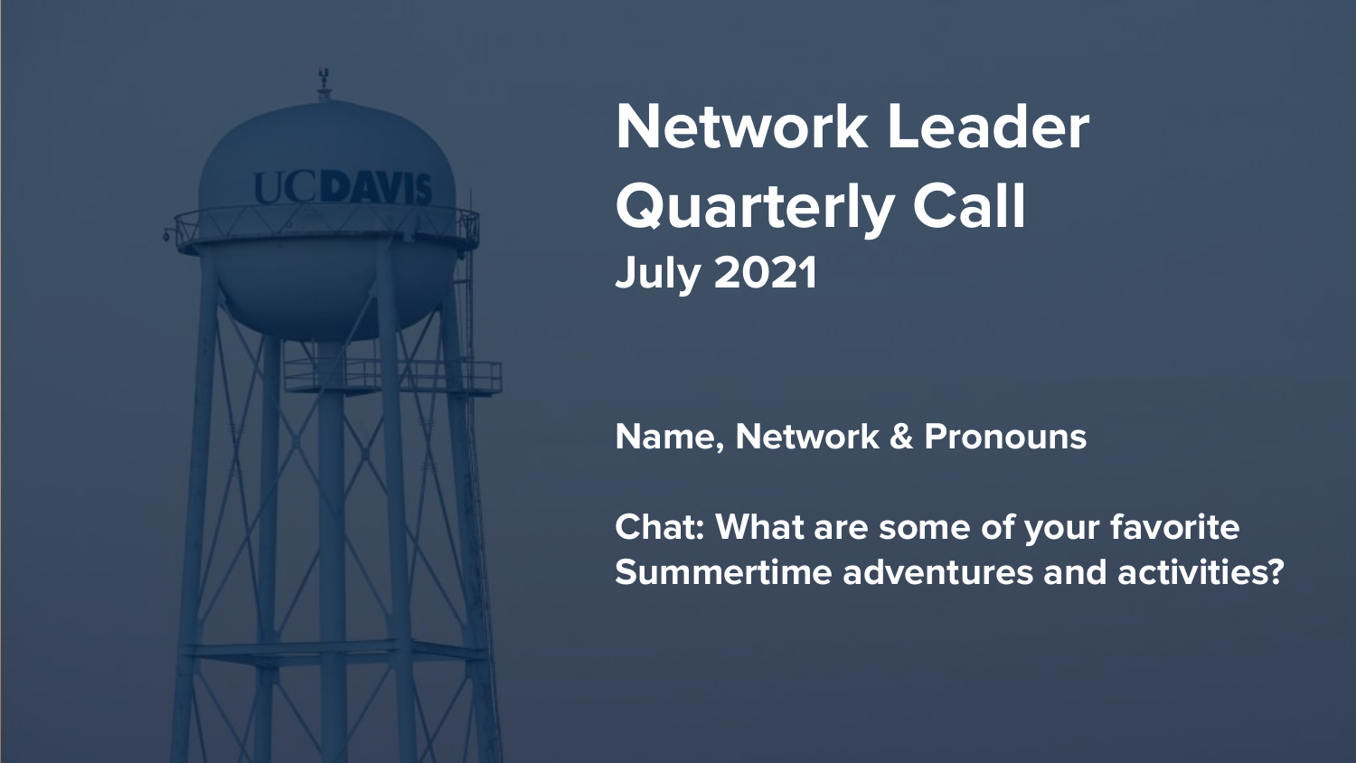# Network Leader Quarterly Call

## July 2021

**Name, Network & Pronouns**

**Chat: What are some of your favorite Summertime adventures and activities?**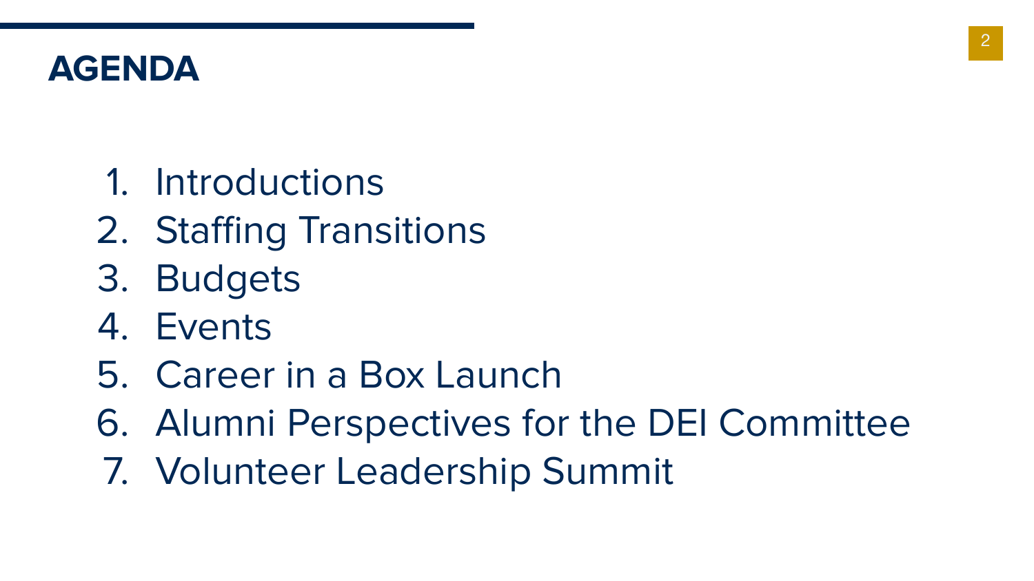# AGENDA

1. Introductions
2. Staffing Transitions
3. Budgets
4. Events
5. Career in a Box Launch
6. Alumni Perspectives for the DEI Committee
7. Volunteer Leadership Summit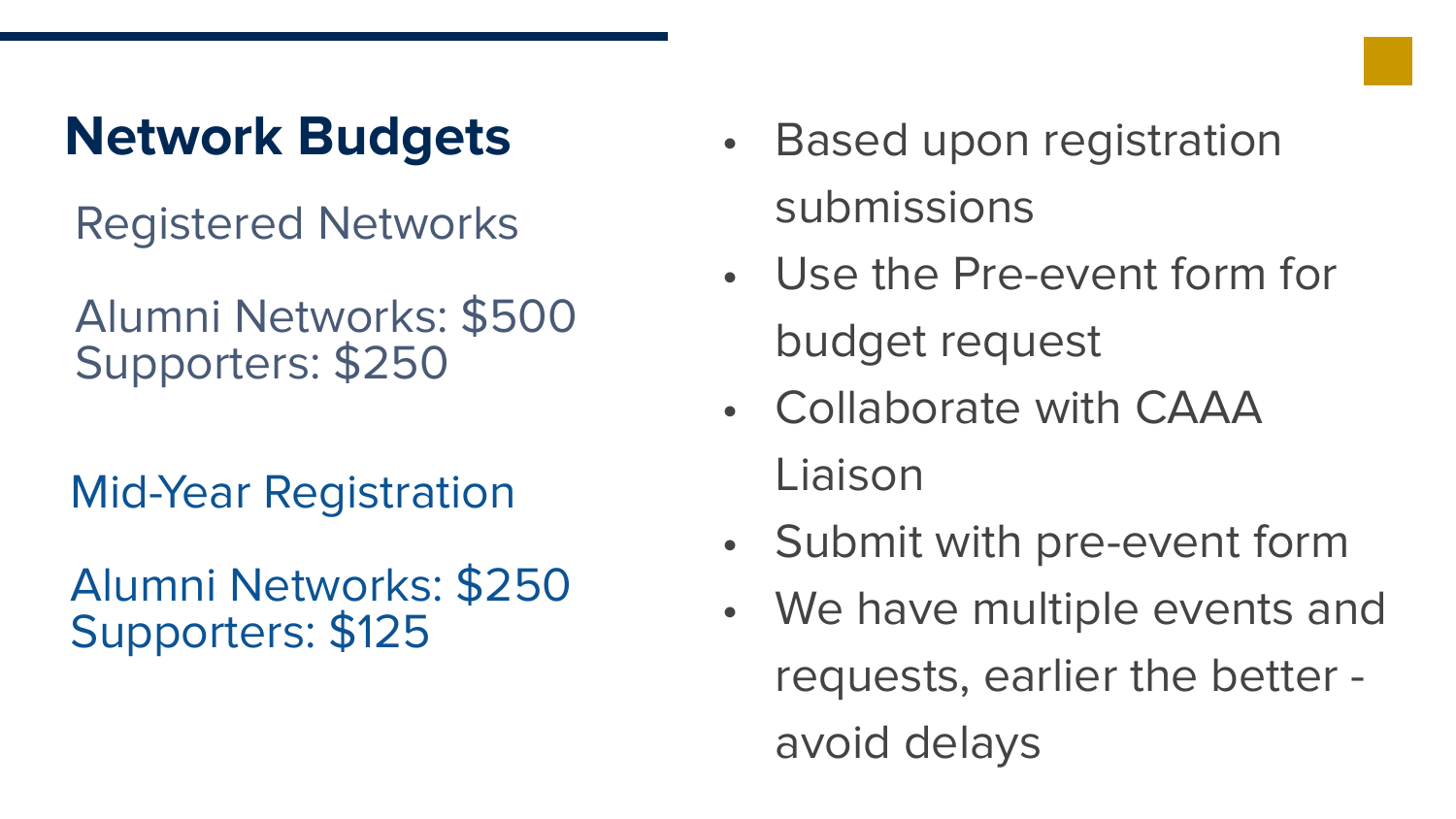## Network Budgets

Registered Networks

Alumni Networks: $500
Supporters: $250

Mid-Year Registration

Alumni Networks: $250
Supporters: $125

- Based upon registration submissions
- Use the Pre-event form for budget request
- Collaborate with CAAA Liaison
- Submit with pre-event form
- We have multiple events and requests, earlier the better - avoid delays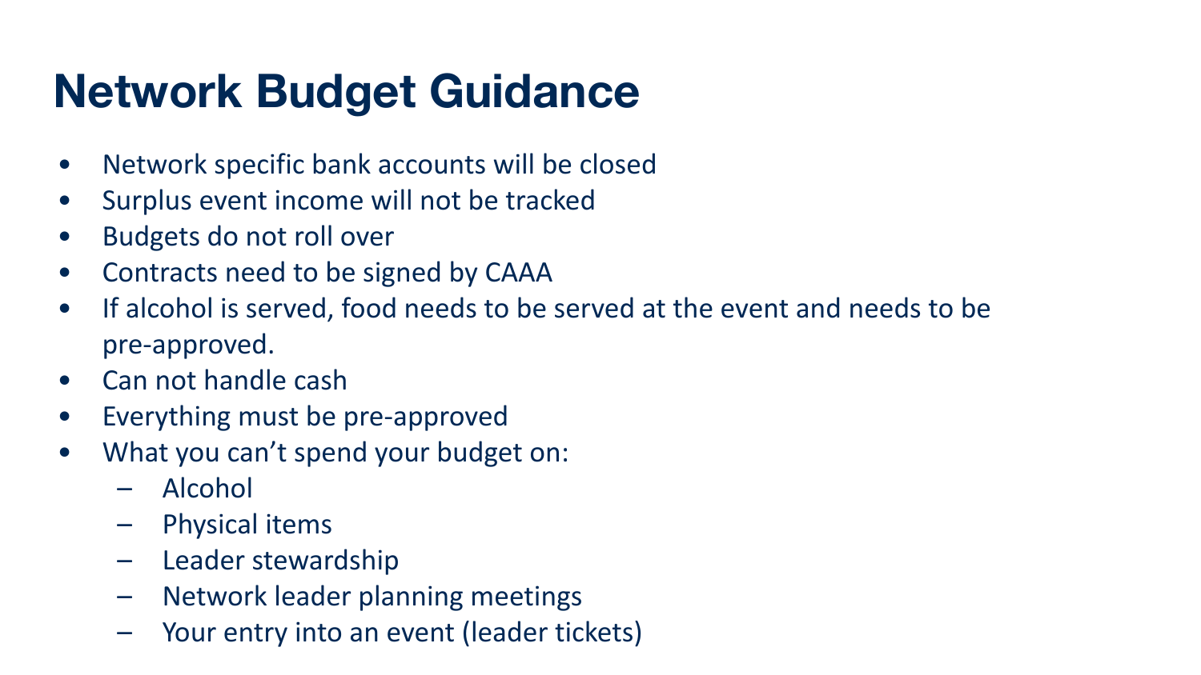# Network Budget Guidance

- Network specific bank accounts will be closed
- Surplus event income will not be tracked
- Budgets do not roll over
- Contracts need to be signed by CAAA
- If alcohol is served, food needs to be served at the event and needs to be pre-approved.
- Can not handle cash
- Everything must be pre-approved
- What you can't spend your budget on:
  - Alcohol
  - Physical items
  - Leader stewardship
  - Network leader planning meetings
  - Your entry into an event (leader tickets)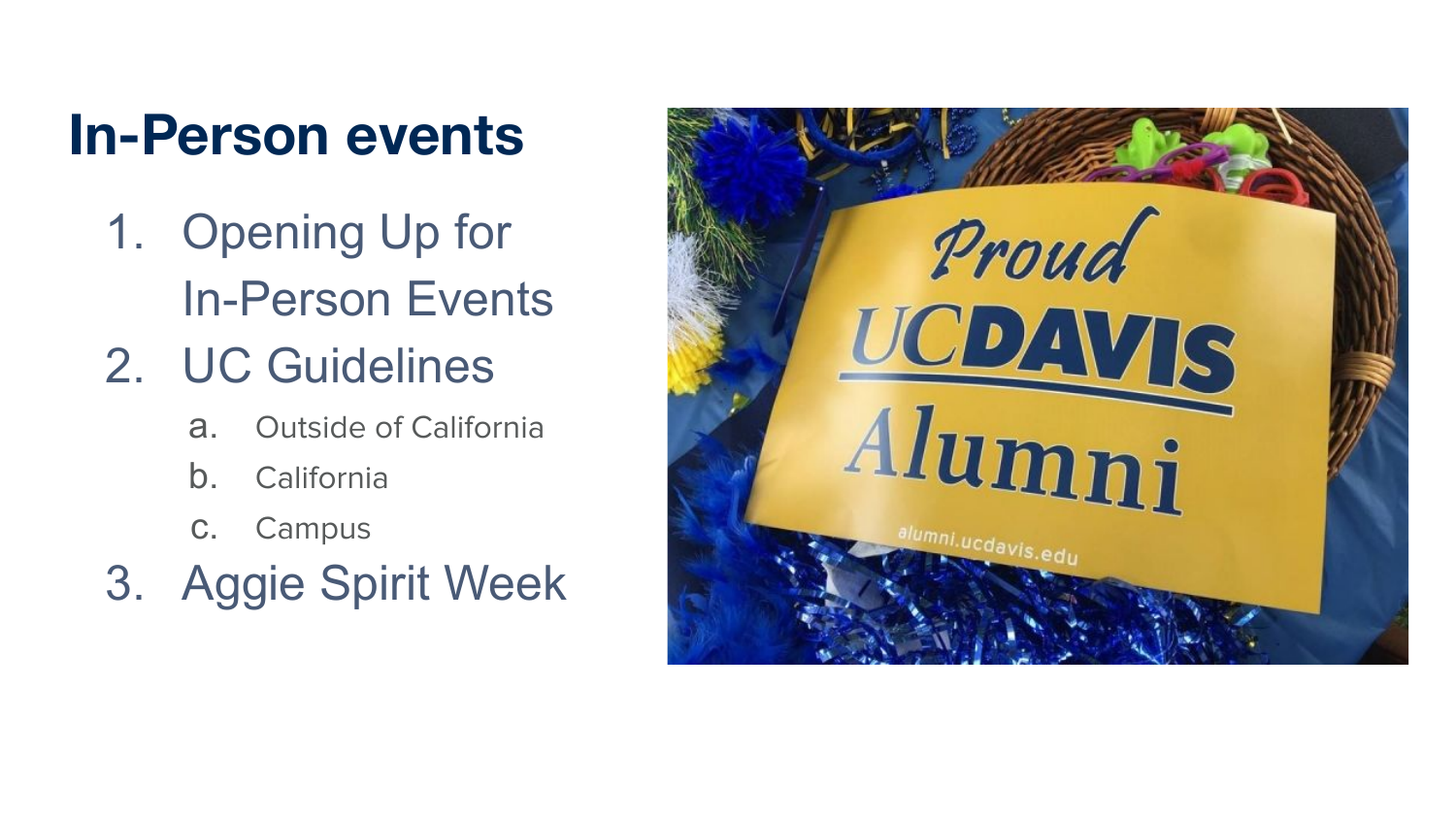# In-Person events

1. Opening Up for In-Person Events
2. UC Guidelines
   a. Outside of California
   b. California
   c. Campus
3. Aggie Spirit Week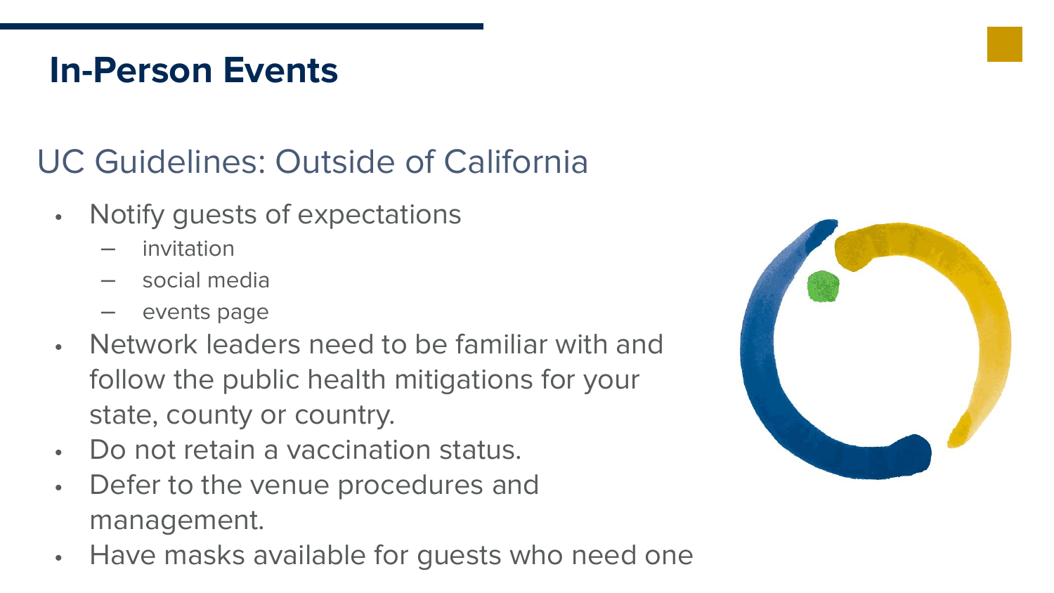# In-Person Events

## UC Guidelines: Outside of California

- Notify guests of expectations
  - invitation
  - social media
  - events page
- Network leaders need to be familiar with and follow the public health mitigations for your state, county or country.
- Do not retain a vaccination status.
- Defer to the venue procedures and management.
- Have masks available for guests who need one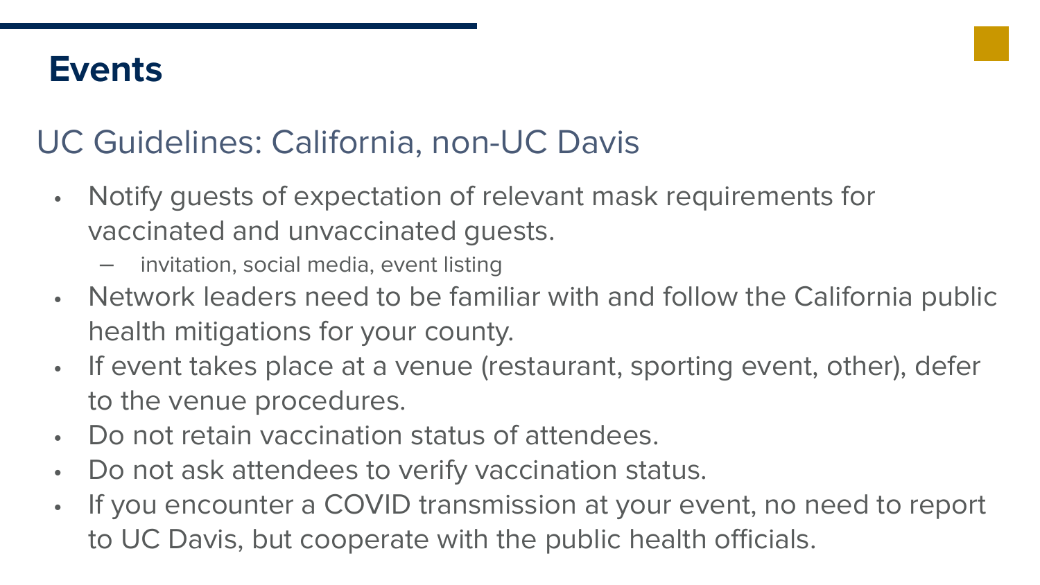# Events

## UC Guidelines: California, non-UC Davis

- Notify guests of expectation of relevant mask requirements for vaccinated and unvaccinated guests.
  - invitation, social media, event listing
- Network leaders need to be familiar with and follow the California public health mitigations for your county.
- If event takes place at a venue (restaurant, sporting event, other), defer to the venue procedures.
- Do not retain vaccination status of attendees.
- Do not ask attendees to verify vaccination status.
- If you encounter a COVID transmission at your event, no need to report to UC Davis, but cooperate with the public health officials.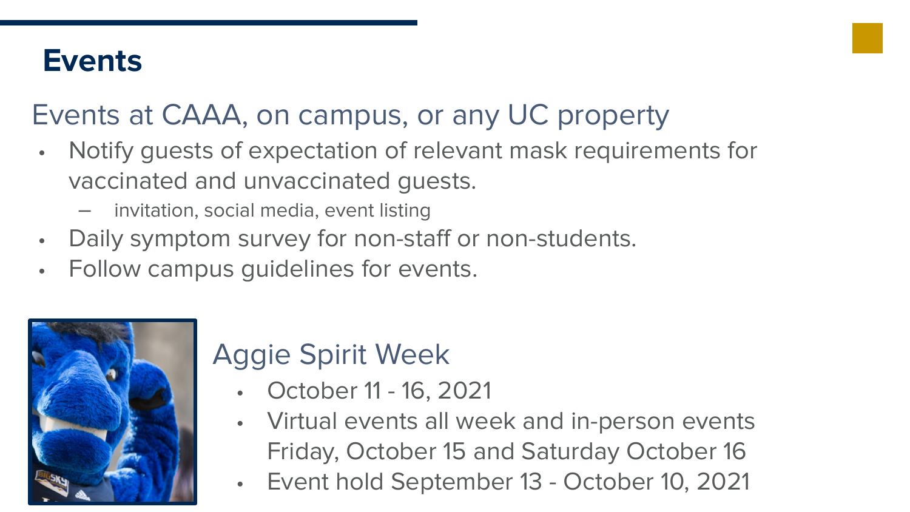# Events

## Events at CAAA, on campus, or any UC property

- Notify guests of expectation of relevant mask requirements for vaccinated and unvaccinated guests.
  - invitation, social media, event listing
- Daily symptom survey for non-staff or non-students.
- Follow campus guidelines for events.

## Aggie Spirit Week

- October 11 - 16, 2021
- Virtual events all week and in-person events Friday, October 15 and Saturday October 16
- Event hold September 13 - October 10, 2021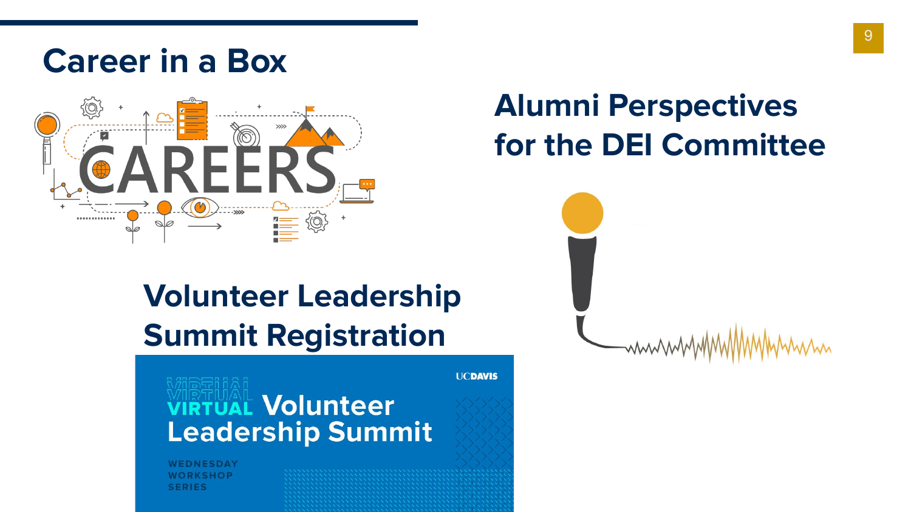## Career in a Box

## Alumni Perspectives for the DEI Committee

## Volunteer Leadership Summit Registration

UCDAVIS

VIRTUAL Volunteer Leadership Summit

WEDNESDAY WORKSHOP SERIES